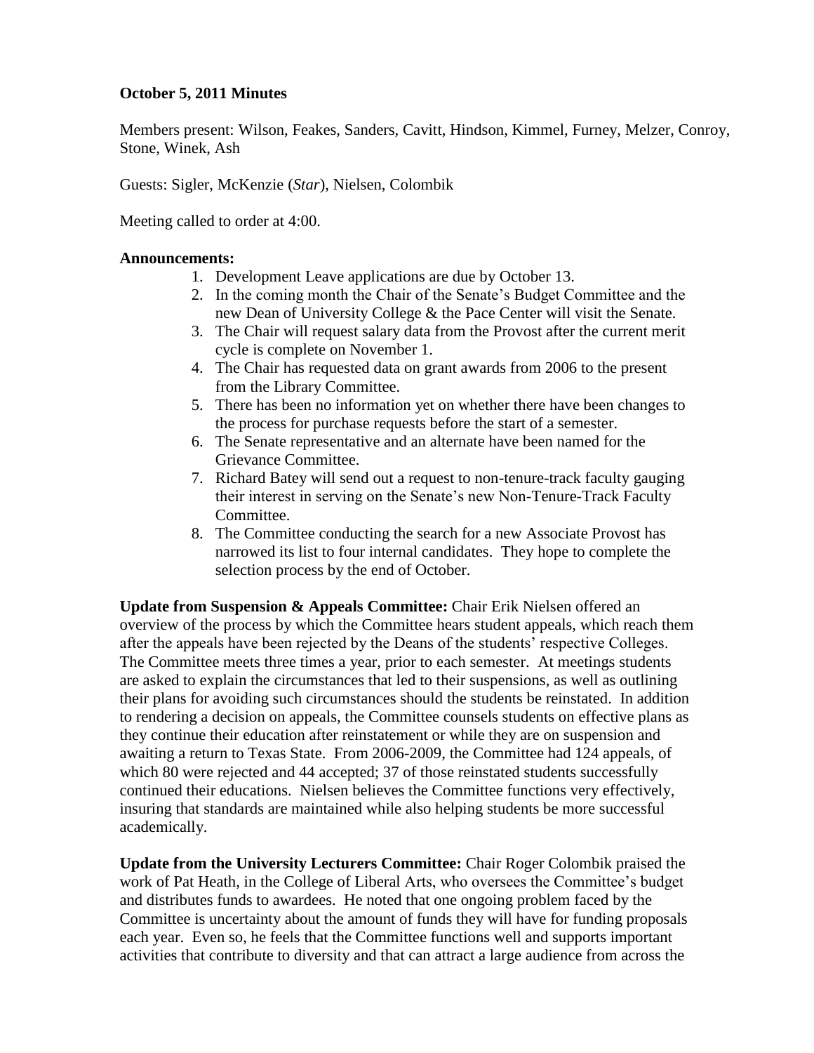**October 5, 2011 Minutes**

Members present: Wilson, Feakes, Sanders, Cavitt, Hindson, Kimmel, Furney, Melzer, Conroy, Stone, Winek, Ash

Guests: Sigler, McKenzie (*Star*), Nielsen, Colombik

Meeting called to order at 4:00.

**Announcements:**

1. Development Leave applications are due by October 13.
2. In the coming month the Chair of the Senate's Budget Committee and the new Dean of University College & the Pace Center will visit the Senate.
3. The Chair will request salary data from the Provost after the current merit cycle is complete on November 1.
4. The Chair has requested data on grant awards from 2006 to the present from the Library Committee.
5. There has been no information yet on whether there have been changes to the process for purchase requests before the start of a semester.
6. The Senate representative and an alternate have been named for the Grievance Committee.
7. Richard Batey will send out a request to non-tenure-track faculty gauging their interest in serving on the Senate's new Non-Tenure-Track Faculty Committee.
8. The Committee conducting the search for a new Associate Provost has narrowed its list to four internal candidates. They hope to complete the selection process by the end of October.

**Update from Suspension & Appeals Committee:** Chair Erik Nielsen offered an overview of the process by which the Committee hears student appeals, which reach them after the appeals have been rejected by the Deans of the students' respective Colleges. The Committee meets three times a year, prior to each semester. At meetings students are asked to explain the circumstances that led to their suspensions, as well as outlining their plans for avoiding such circumstances should the students be reinstated. In addition to rendering a decision on appeals, the Committee counsels students on effective plans as they continue their education after reinstatement or while they are on suspension and awaiting a return to Texas State. From 2006-2009, the Committee had 124 appeals, of which 80 were rejected and 44 accepted; 37 of those reinstated students successfully continued their educations. Nielsen believes the Committee functions very effectively, insuring that standards are maintained while also helping students be more successful academically.

**Update from the University Lecturers Committee:** Chair Roger Colombik praised the work of Pat Heath, in the College of Liberal Arts, who oversees the Committee's budget and distributes funds to awardees. He noted that one ongoing problem faced by the Committee is uncertainty about the amount of funds they will have for funding proposals each year. Even so, he feels that the Committee functions well and supports important activities that contribute to diversity and that can attract a large audience from across the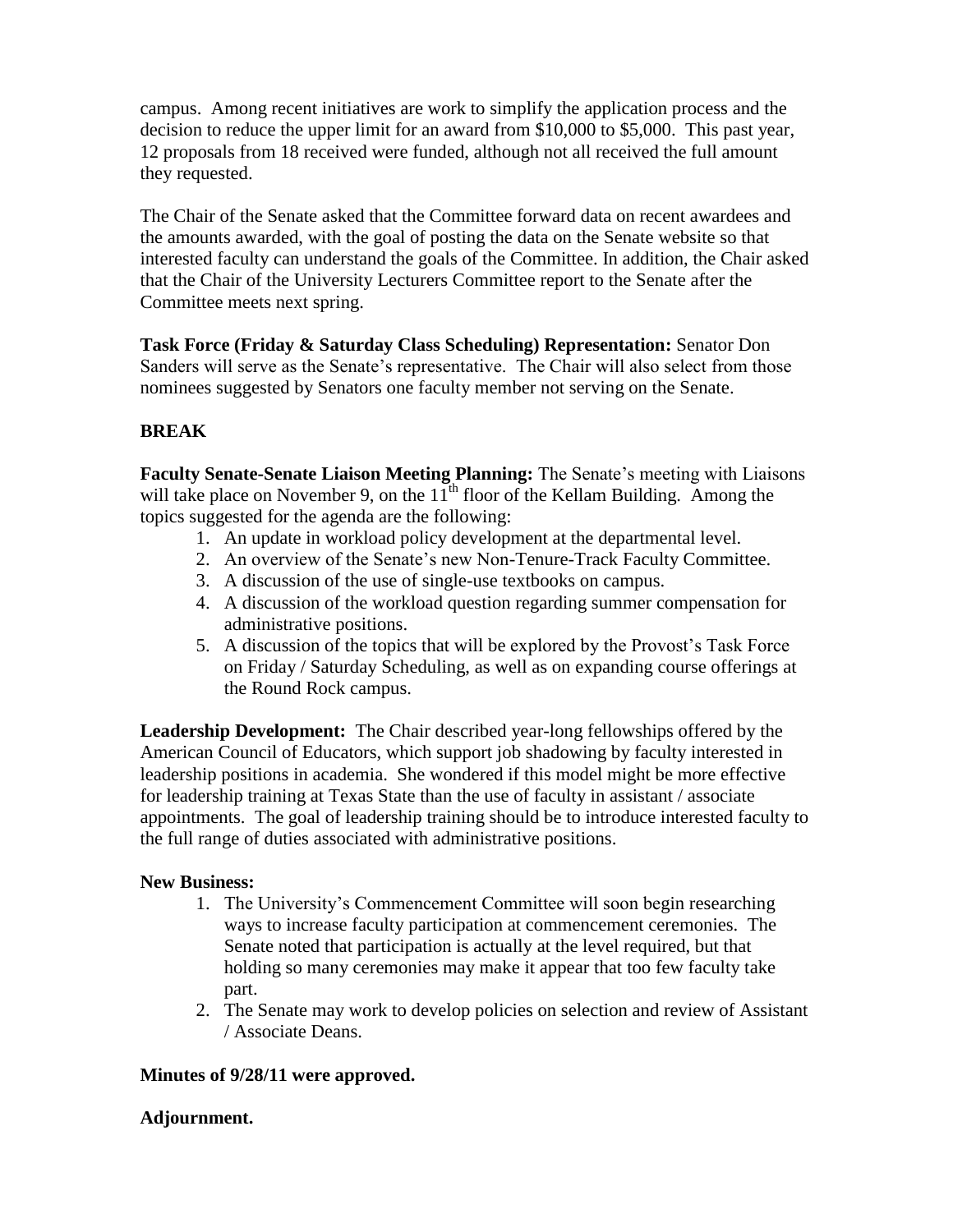campus. Among recent initiatives are work to simplify the application process and the decision to reduce the upper limit for an award from $10,000 to $5,000. This past year, 12 proposals from 18 received were funded, although not all received the full amount they requested.

The Chair of the Senate asked that the Committee forward data on recent awardees and the amounts awarded, with the goal of posting the data on the Senate website so that interested faculty can understand the goals of the Committee. In addition, the Chair asked that the Chair of the University Lecturers Committee report to the Senate after the Committee meets next spring.

**Task Force (Friday & Saturday Class Scheduling) Representation:** Senator Don Sanders will serve as the Senate's representative. The Chair will also select from those nominees suggested by Senators one faculty member not serving on the Senate.

**BREAK**

**Faculty Senate-Senate Liaison Meeting Planning:** The Senate's meeting with Liaisons will take place on November 9, on the 11th floor of the Kellam Building. Among the topics suggested for the agenda are the following:

1. An update in workload policy development at the departmental level.
2. An overview of the Senate's new Non-Tenure-Track Faculty Committee.
3. A discussion of the use of single-use textbooks on campus.
4. A discussion of the workload question regarding summer compensation for administrative positions.
5. A discussion of the topics that will be explored by the Provost's Task Force on Friday / Saturday Scheduling, as well as on expanding course offerings at the Round Rock campus.

**Leadership Development:** The Chair described year-long fellowships offered by the American Council of Educators, which support job shadowing by faculty interested in leadership positions in academia. She wondered if this model might be more effective for leadership training at Texas State than the use of faculty in assistant / associate appointments. The goal of leadership training should be to introduce interested faculty to the full range of duties associated with administrative positions.

**New Business:**

1. The University's Commencement Committee will soon begin researching ways to increase faculty participation at commencement ceremonies. The Senate noted that participation is actually at the level required, but that holding so many ceremonies may make it appear that too few faculty take part.
2. The Senate may work to develop policies on selection and review of Assistant / Associate Deans.

**Minutes of 9/28/11 were approved.**

**Adjournment.**